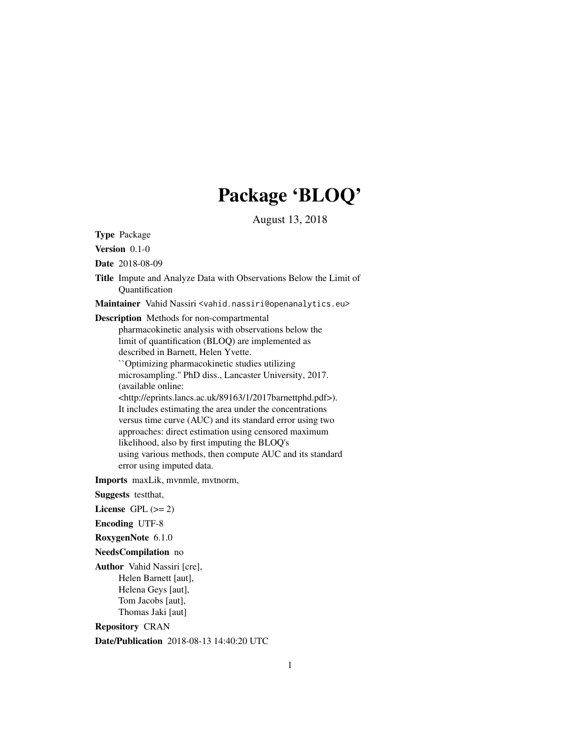# Package 'BLOQ'

August 13, 2018

**Type** Package

**Version** 0.1-0

**Date** 2018-08-09

**Title** Impute and Analyze Data with Observations Below the Limit of Quantification

**Maintainer** Vahid Nassiri <vahid.nassiri@openanalytics.eu>

**Description** Methods for non-compartmental pharmacokinetic analysis with observations below the limit of quantification (BLOQ) are implemented as described in Barnett, Helen Yvette. ``Optimizing pharmacokinetic studies utilizing microsampling.'' PhD diss., Lancaster University, 2017. (available online: <http://eprints.lancs.ac.uk/89163/1/2017barnettphd.pdf>). It includes estimating the area under the concentrations versus time curve (AUC) and its standard error using two approaches: direct estimation using censored maximum likelihood, also by first imputing the BLOQ's using various methods, then compute AUC and its standard error using imputed data.

**Imports** maxLik, mvnmle, mvtnorm,

**Suggests** testthat,

**License** GPL (>= 2)

**Encoding** UTF-8

**RoxygenNote** 6.1.0

**NeedsCompilation** no

**Author** Vahid Nassiri [cre],
Helen Barnett [aut],
Helena Geys [aut],
Tom Jacobs [aut],
Thomas Jaki [aut]

**Repository** CRAN

**Date/Publication** 2018-08-13 14:40:20 UTC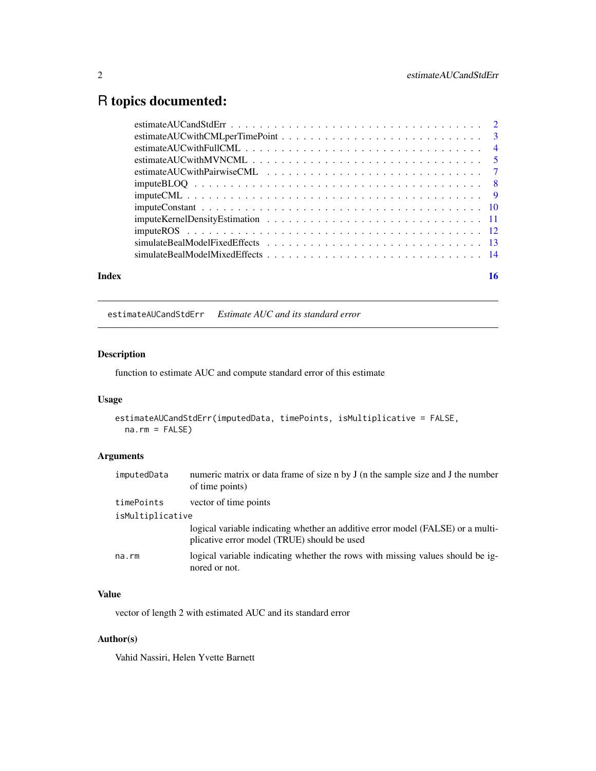# R topics documented:

| | |
|---|---|
| estimateAUCandStdErr | 2 |
| estimateAUCwithCMLperTimePoint | 3 |
| estimateAUCwithFullCML | 4 |
| estimateAUCwithMVNCML | 5 |
| estimateAUCwithPairwiseCML | 7 |
| imputeBLOQ | 8 |
| imputeCML | 9 |
| imputeConstant | 10 |
| imputeKernelDensityEstimation | 11 |
| imputeROS | 12 |
| simulateBealModelFixedEffects | 13 |
| simulateBealModelMixedEffects | 14 |
| **Index** | **16** |

---

## estimateAUCandStdErr *Estimate AUC and its standard error*

### Description

function to estimate AUC and compute standard error of this estimate

### Usage

```
estimateAUCandStdErr(imputedData, timePoints, isMultiplicative = FALSE,
  na.rm = FALSE)
```

### Arguments

| | |
|---|---|
| imputedData | numeric matrix or data frame of size n by J (n the sample size and J the number of time points) |
| timePoints | vector of time points |
| isMultiplicative | logical variable indicating whether an additive error model (FALSE) or a multiplicative error model (TRUE) should be used |
| na.rm | logical variable indicating whether the rows with missing values should be ignored or not. |

### Value

vector of length 2 with estimated AUC and its standard error

### Author(s)

Vahid Nassiri, Helen Yvette Barnett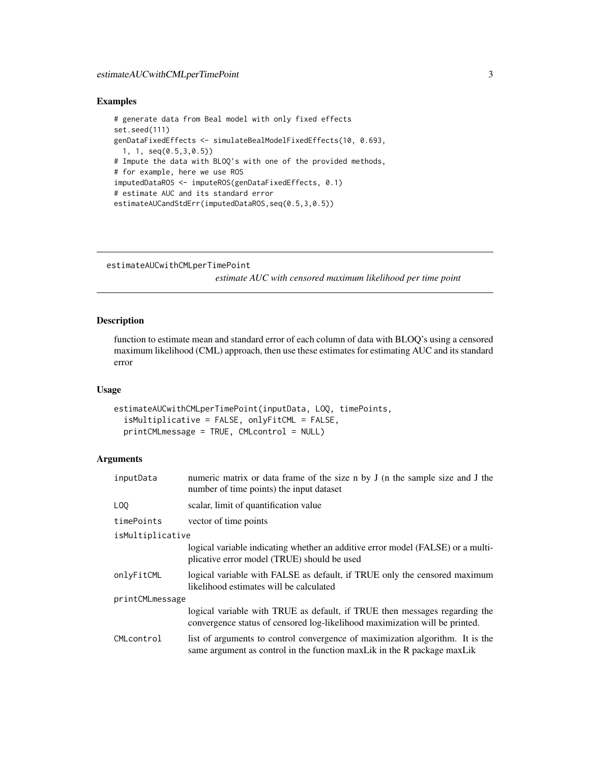## Examples

```
# generate data from Beal model with only fixed effects
set.seed(111)
genDataFixedEffects <- simulateBealModelFixedEffects(10, 0.693,
  1, 1, seq(0.5,3,0.5))
# Impute the data with BLOQ's with one of the provided methods,
# for example, here we use ROS
imputedDataROS <- imputeROS(genDataFixedEffects, 0.1)
# estimate AUC and its standard error
estimateAUCandStdErr(imputedDataROS,seq(0.5,3,0.5))
```

---

# estimateAUCwithCMLperTimePoint

*estimate AUC with censored maximum likelihood per time point*

---

## Description

function to estimate mean and standard error of each column of data with BLOQ's using a censored maximum likelihood (CML) approach, then use these estimates for estimating AUC and its standard error

## Usage

```
estimateAUCwithCMLperTimePoint(inputData, LOQ, timePoints,
  isMultiplicative = FALSE, onlyFitCML = FALSE,
  printCMLmessage = TRUE, CMLcontrol = NULL)
```

## Arguments

| Argument | Description |
|---|---|
| inputData | numeric matrix or data frame of the size n by J (n the sample size and J the number of time points) the input dataset |
| LOQ | scalar, limit of quantification value |
| timePoints | vector of time points |
| isMultiplicative | logical variable indicating whether an additive error model (FALSE) or a multiplicative error model (TRUE) should be used |
| onlyFitCML | logical variable with FALSE as default, if TRUE only the censored maximum likelihood estimates will be calculated |
| printCMLmessage | logical variable with TRUE as default, if TRUE then messages regarding the convergence status of censored log-likelihood maximization will be printed. |
| CMLcontrol | list of arguments to control convergence of maximization algorithm. It is the same argument as control in the function maxLik in the R package maxLik |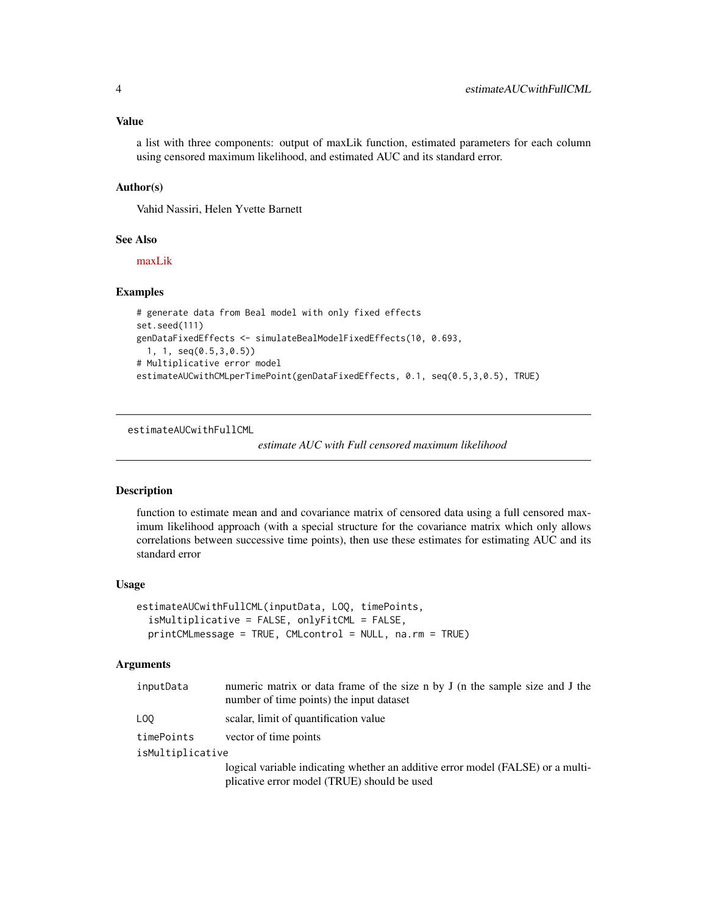### Value

a list with three components: output of maxLik function, estimated parameters for each column using censored maximum likelihood, and estimated AUC and its standard error.

### Author(s)

Vahid Nassiri, Helen Yvette Barnett

### See Also

maxLik

### Examples

```
# generate data from Beal model with only fixed effects
set.seed(111)
genDataFixedEffects <- simulateBealModelFixedEffects(10, 0.693,
  1, 1, seq(0.5,3,0.5))
# Multiplicative error model
estimateAUCwithCMLperTimePoint(genDataFixedEffects, 0.1, seq(0.5,3,0.5), TRUE)
```

---

## estimateAUCwithFullCML

*estimate AUC with Full censored maximum likelihood*

---

### Description

function to estimate mean and and covariance matrix of censored data using a full censored maximum likelihood approach (with a special structure for the covariance matrix which only allows correlations between successive time points), then use these estimates for estimating AUC and its standard error

### Usage

```
estimateAUCwithFullCML(inputData, LOQ, timePoints,
  isMultiplicative = FALSE, onlyFitCML = FALSE,
  printCMLmessage = TRUE, CMLcontrol = NULL, na.rm = TRUE)
```

### Arguments

| | |
|---|---|
| `inputData` | numeric matrix or data frame of the size n by J (n the sample size and J the number of time points) the input dataset |
| `LOQ` | scalar, limit of quantification value |
| `timePoints` | vector of time points |
| `isMultiplicative` | logical variable indicating whether an additive error model (FALSE) or a multiplicative error model (TRUE) should be used |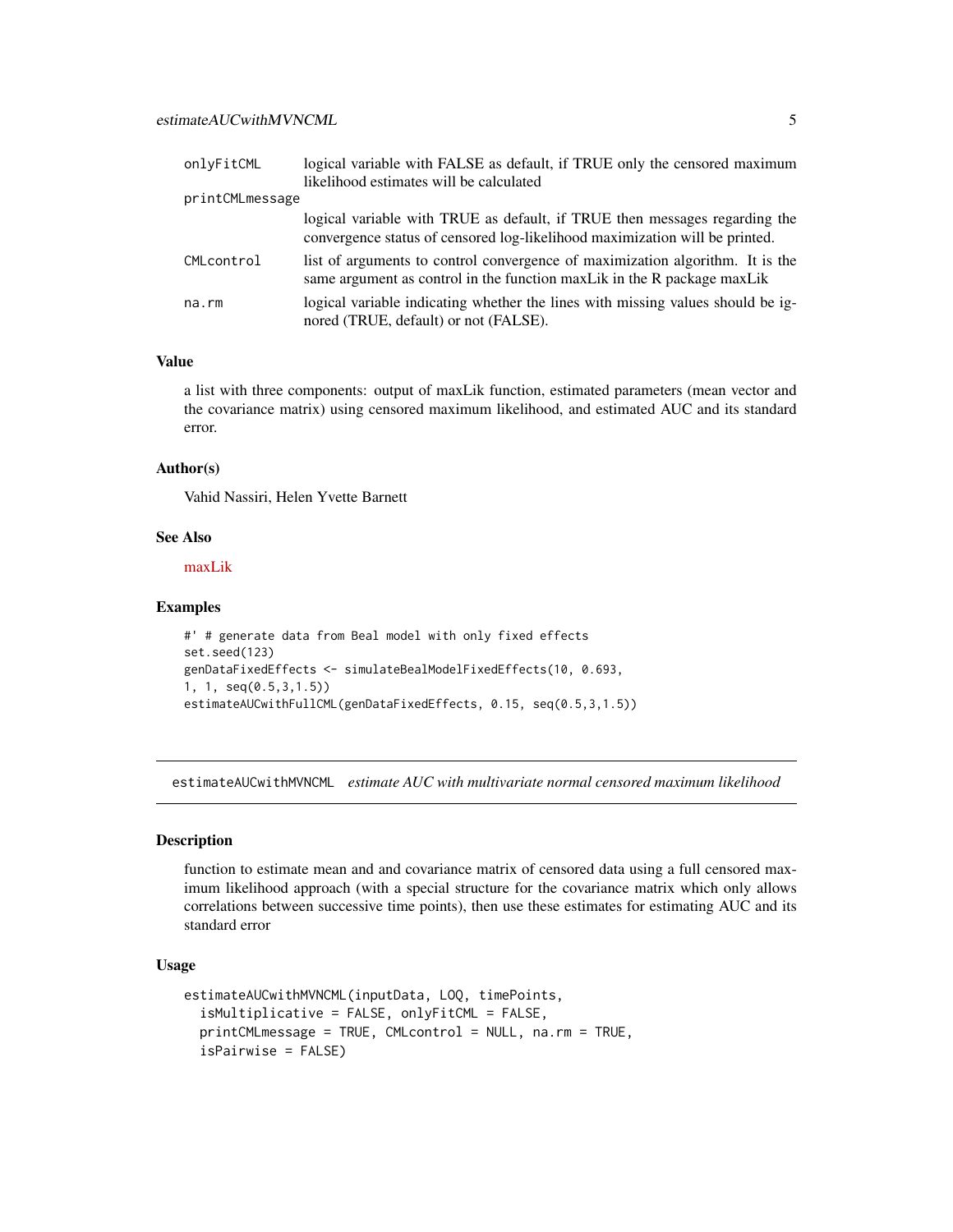| | |
|---|---|
| onlyFitCML | logical variable with FALSE as default, if TRUE only the censored maximum likelihood estimates will be calculated |
| printCMLmessage | logical variable with TRUE as default, if TRUE then messages regarding the convergence status of censored log-likelihood maximization will be printed. |
| CMLcontrol | list of arguments to control convergence of maximization algorithm. It is the same argument as control in the function maxLik in the R package maxLik |
| na.rm | logical variable indicating whether the lines with missing values should be ignored (TRUE, default) or not (FALSE). |

### Value

a list with three components: output of maxLik function, estimated parameters (mean vector and the covariance matrix) using censored maximum likelihood, and estimated AUC and its standard error.

### Author(s)

Vahid Nassiri, Helen Yvette Barnett

### See Also

maxLik

### Examples

```
#' # generate data from Beal model with only fixed effects
set.seed(123)
genDataFixedEffects <- simulateBealModelFixedEffects(10, 0.693,
1, 1, seq(0.5,3,1.5))
estimateAUCwithFullCML(genDataFixedEffects, 0.15, seq(0.5,3,1.5))
```

---

## estimateAUCwithMVNCML    *estimate AUC with multivariate normal censored maximum likelihood*

### Description

function to estimate mean and and covariance matrix of censored data using a full censored maximum likelihood approach (with a special structure for the covariance matrix which only allows correlations between successive time points), then use these estimates for estimating AUC and its standard error

### Usage

```
estimateAUCwithMVNCML(inputData, LOQ, timePoints,
  isMultiplicative = FALSE, onlyFitCML = FALSE,
  printCMLmessage = TRUE, CMLcontrol = NULL, na.rm = TRUE,
  isPairwise = FALSE)
```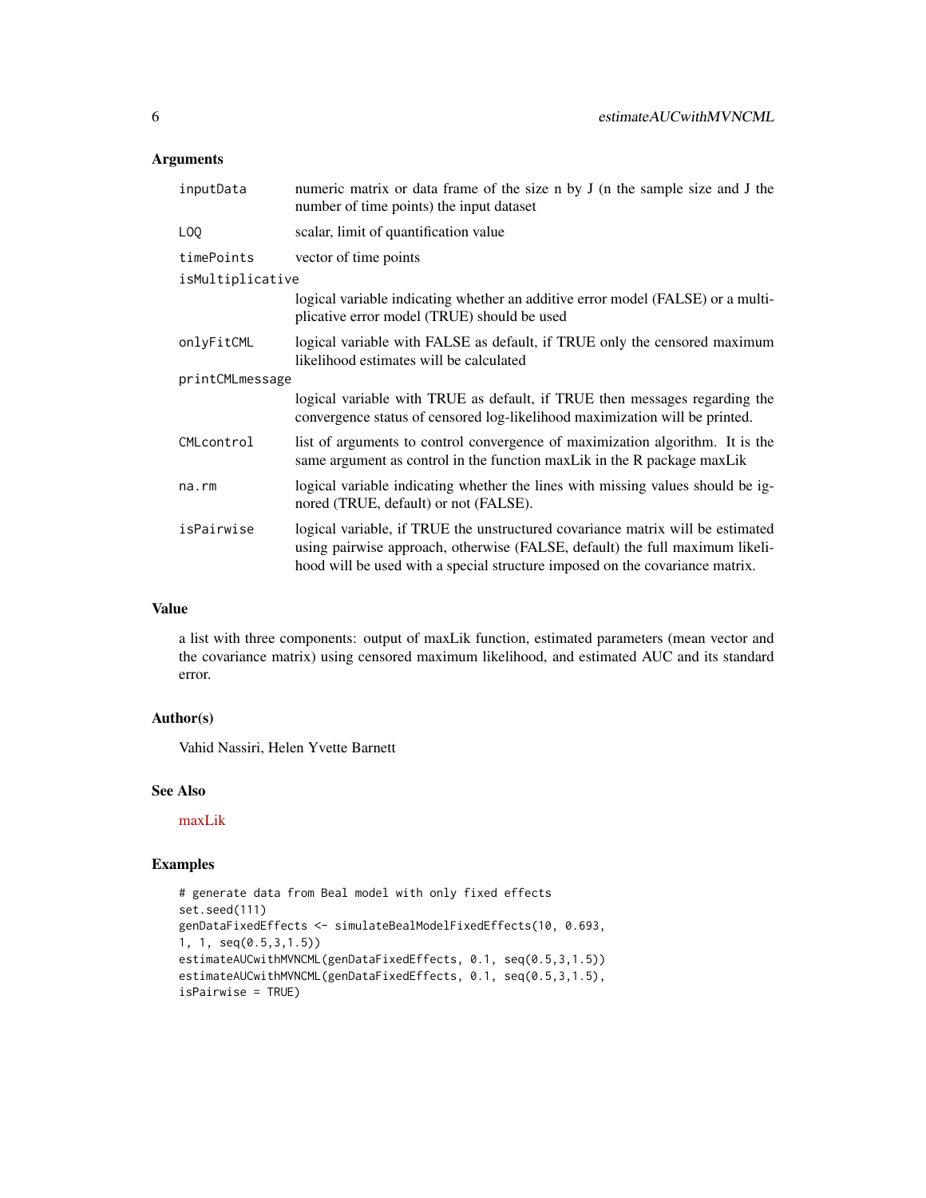## Arguments

| Argument | Description |
| --- | --- |
| inputData | numeric matrix or data frame of the size n by J (n the sample size and J the number of time points) the input dataset |
| LOQ | scalar, limit of quantification value |
| timePoints | vector of time points |
| isMultiplicative | logical variable indicating whether an additive error model (FALSE) or a multiplicative error model (TRUE) should be used |
| onlyFitCML | logical variable with FALSE as default, if TRUE only the censored maximum likelihood estimates will be calculated |
| printCMLmessage | logical variable with TRUE as default, if TRUE then messages regarding the convergence status of censored log-likelihood maximization will be printed. |
| CMLcontrol | list of arguments to control convergence of maximization algorithm. It is the same argument as control in the function maxLik in the R package maxLik |
| na.rm | logical variable indicating whether the lines with missing values should be ignored (TRUE, default) or not (FALSE). |
| isPairwise | logical variable, if TRUE the unstructured covariance matrix will be estimated using pairwise approach, otherwise (FALSE, default) the full maximum likelihood will be used with a special structure imposed on the covariance matrix. |

## Value

a list with three components: output of maxLik function, estimated parameters (mean vector and the covariance matrix) using censored maximum likelihood, and estimated AUC and its standard error.

## Author(s)

Vahid Nassiri, Helen Yvette Barnett

## See Also

maxLik

## Examples

```
# generate data from Beal model with only fixed effects
set.seed(111)
genDataFixedEffects <- simulateBealModelFixedEffects(10, 0.693,
1, 1, seq(0.5,3,1.5))
estimateAUCwithMVNCML(genDataFixedEffects, 0.1, seq(0.5,3,1.5))
estimateAUCwithMVNCML(genDataFixedEffects, 0.1, seq(0.5,3,1.5),
isPairwise = TRUE)
```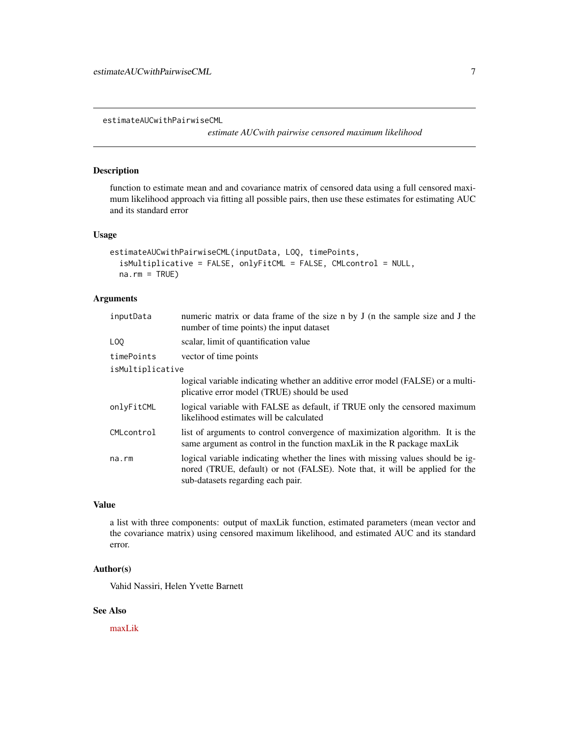```
estimateAUCwithPairwiseCML
```

*estimate AUCwith pairwise censored maximum likelihood*

## Description

function to estimate mean and and covariance matrix of censored data using a full censored maximum likelihood approach via fitting all possible pairs, then use these estimates for estimating AUC and its standard error

## Usage

```
estimateAUCwithPairwiseCML(inputData, LOQ, timePoints,
  isMultiplicative = FALSE, onlyFitCML = FALSE, CMLcontrol = NULL,
  na.rm = TRUE)
```

## Arguments

| Argument | Description |
|---|---|
| `inputData` | numeric matrix or data frame of the size n by J (n the sample size and J the number of time points) the input dataset |
| `LOQ` | scalar, limit of quantification value |
| `timePoints` | vector of time points |
| `isMultiplicative` | logical variable indicating whether an additive error model (FALSE) or a multiplicative error model (TRUE) should be used |
| `onlyFitCML` | logical variable with FALSE as default, if TRUE only the censored maximum likelihood estimates will be calculated |
| `CMLcontrol` | list of arguments to control convergence of maximization algorithm. It is the same argument as control in the function maxLik in the R package maxLik |
| `na.rm` | logical variable indicating whether the lines with missing values should be ignored (TRUE, default) or not (FALSE). Note that, it will be applied for the sub-datasets regarding each pair. |

## Value

a list with three components: output of maxLik function, estimated parameters (mean vector and the covariance matrix) using censored maximum likelihood, and estimated AUC and its standard error.

## Author(s)

Vahid Nassiri, Helen Yvette Barnett

## See Also

maxLik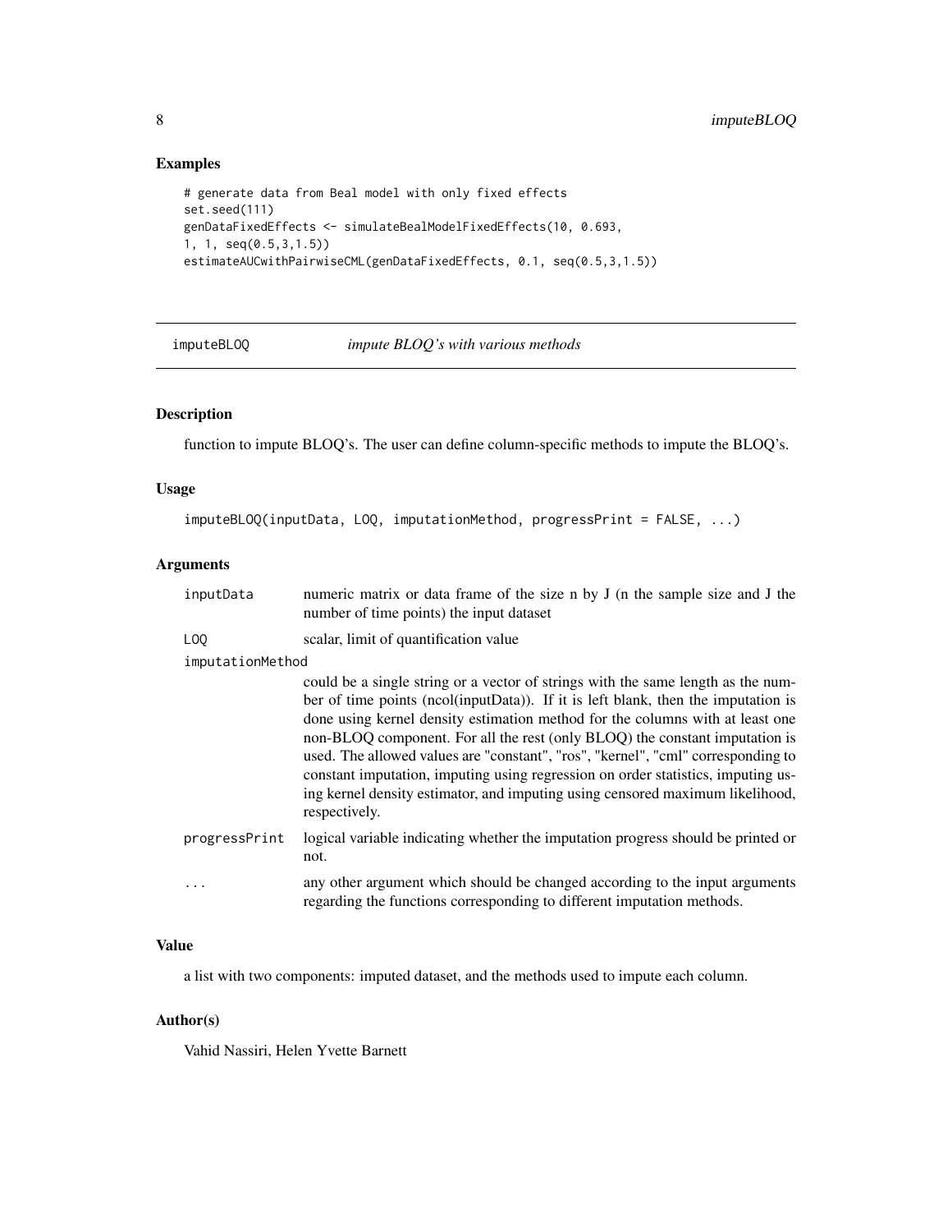## Examples

```
# generate data from Beal model with only fixed effects
set.seed(111)
genDataFixedEffects <- simulateBealModelFixedEffects(10, 0.693,
1, 1, seq(0.5,3,1.5))
estimateAUCwithPairwiseCML(genDataFixedEffects, 0.1, seq(0.5,3,1.5))
```

---

# imputeBLOQ — *impute BLOQ's with various methods*

---

## Description

function to impute BLOQ's. The user can define column-specific methods to impute the BLOQ's.

## Usage

```
imputeBLOQ(inputData, LOQ, imputationMethod, progressPrint = FALSE, ...)
```

## Arguments

| Argument | Description |
|---|---|
| `inputData` | numeric matrix or data frame of the size n by J (n the sample size and J the number of time points) the input dataset |
| `LOQ` | scalar, limit of quantification value |
| `imputationMethod` | could be a single string or a vector of strings with the same length as the number of time points (ncol(inputData)). If it is left blank, then the imputation is done using kernel density estimation method for the columns with at least one non-BLOQ component. For all the rest (only BLOQ) the constant imputation is used. The allowed values are "constant", "ros", "kernel", "cml" corresponding to constant imputation, imputing using regression on order statistics, imputing using kernel density estimator, and imputing using censored maximum likelihood, respectively. |
| `progressPrint` | logical variable indicating whether the imputation progress should be printed or not. |
| `...` | any other argument which should be changed according to the input arguments regarding the functions corresponding to different imputation methods. |

## Value

a list with two components: imputed dataset, and the methods used to impute each column.

## Author(s)

Vahid Nassiri, Helen Yvette Barnett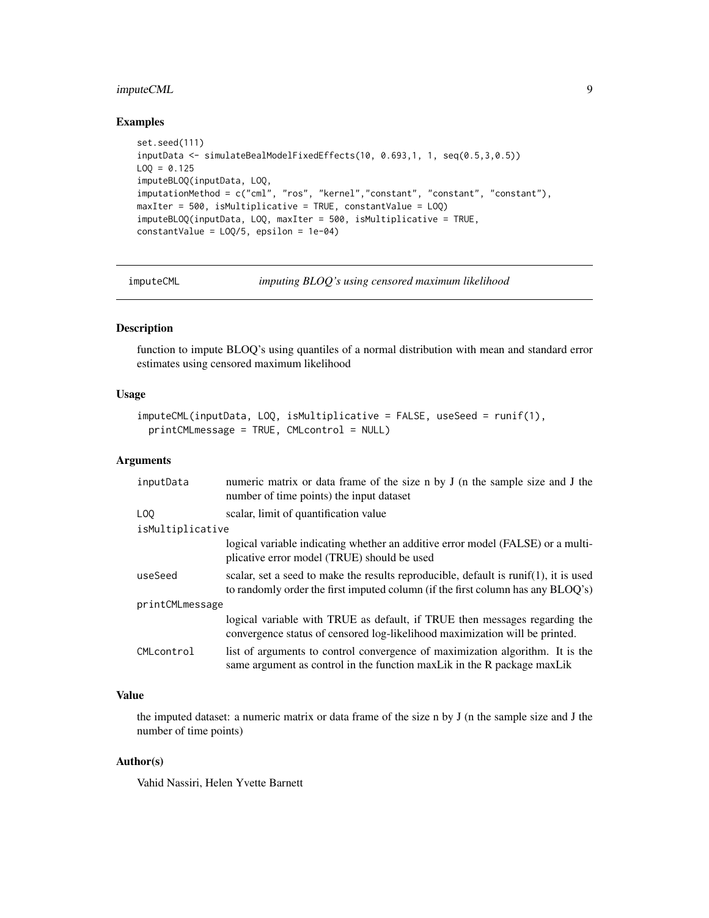## Examples

```
set.seed(111)
inputData <- simulateBealModelFixedEffects(10, 0.693,1, 1, seq(0.5,3,0.5))
LOQ = 0.125
imputeBLOQ(inputData, LOQ,
imputationMethod = c("cml", "ros", "kernel","constant", "constant", "constant"),
maxIter = 500, isMultiplicative = TRUE, constantValue = LOQ)
imputeBLOQ(inputData, LOQ, maxIter = 500, isMultiplicative = TRUE,
constantValue = LOQ/5, epsilon = 1e-04)
```

---

# imputeCML — *imputing BLOQ's using censored maximum likelihood*

---

## Description

function to impute BLOQ's using quantiles of a normal distribution with mean and standard error estimates using censored maximum likelihood

## Usage

```
imputeCML(inputData, LOQ, isMultiplicative = FALSE, useSeed = runif(1),
  printCMLmessage = TRUE, CMLcontrol = NULL)
```

## Arguments

| Argument | Description |
|---|---|
| inputData | numeric matrix or data frame of the size n by J (n the sample size and J the number of time points) the input dataset |
| LOQ | scalar, limit of quantification value |
| isMultiplicative | logical variable indicating whether an additive error model (FALSE) or a multiplicative error model (TRUE) should be used |
| useSeed | scalar, set a seed to make the results reproducible, default is runif(1), it is used to randomly order the first imputed column (if the first column has any BLOQ's) |
| printCMLmessage | logical variable with TRUE as default, if TRUE then messages regarding the convergence status of censored log-likelihood maximization will be printed. |
| CMLcontrol | list of arguments to control convergence of maximization algorithm. It is the same argument as control in the function maxLik in the R package maxLik |

## Value

the imputed dataset: a numeric matrix or data frame of the size n by J (n the sample size and J the number of time points)

## Author(s)

Vahid Nassiri, Helen Yvette Barnett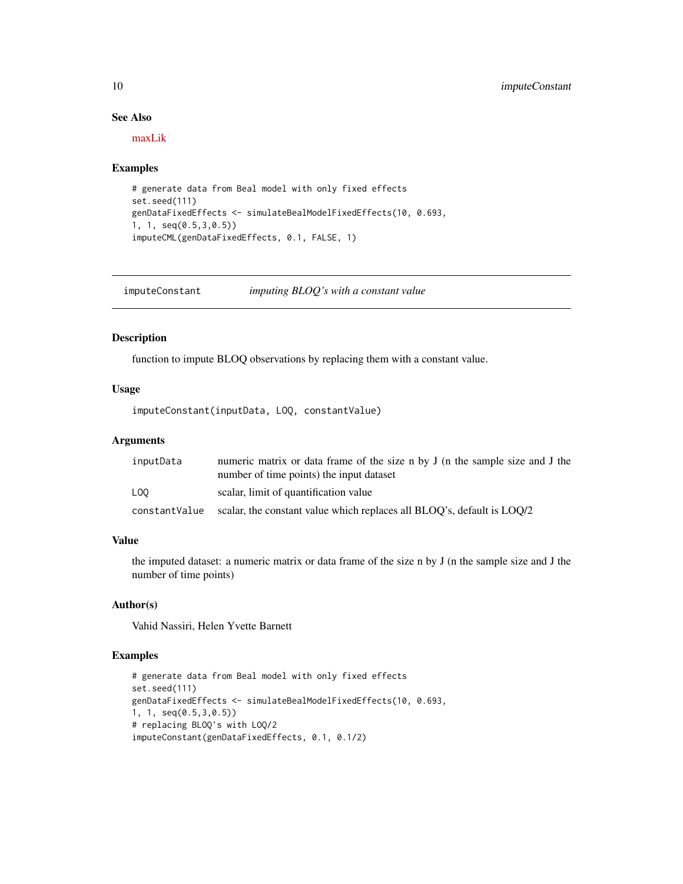### See Also

maxLik

### Examples

```
# generate data from Beal model with only fixed effects
set.seed(111)
genDataFixedEffects <- simulateBealModelFixedEffects(10, 0.693,
1, 1, seq(0.5,3,0.5))
imputeCML(genDataFixedEffects, 0.1, FALSE, 1)
```

---

## imputeConstant — *imputing BLOQ's with a constant value*

---

### Description

function to impute BLOQ observations by replacing them with a constant value.

### Usage

```
imputeConstant(inputData, LOQ, constantValue)
```

### Arguments

| | |
|---|---|
| inputData | numeric matrix or data frame of the size n by J (n the sample size and J the number of time points) the input dataset |
| LOQ | scalar, limit of quantification value |
| constantValue | scalar, the constant value which replaces all BLOQ's, default is LOQ/2 |

### Value

the imputed dataset: a numeric matrix or data frame of the size n by J (n the sample size and J the number of time points)

### Author(s)

Vahid Nassiri, Helen Yvette Barnett

### Examples

```
# generate data from Beal model with only fixed effects
set.seed(111)
genDataFixedEffects <- simulateBealModelFixedEffects(10, 0.693,
1, 1, seq(0.5,3,0.5))
# replacing BLOQ's with LOQ/2
imputeConstant(genDataFixedEffects, 0.1, 0.1/2)
```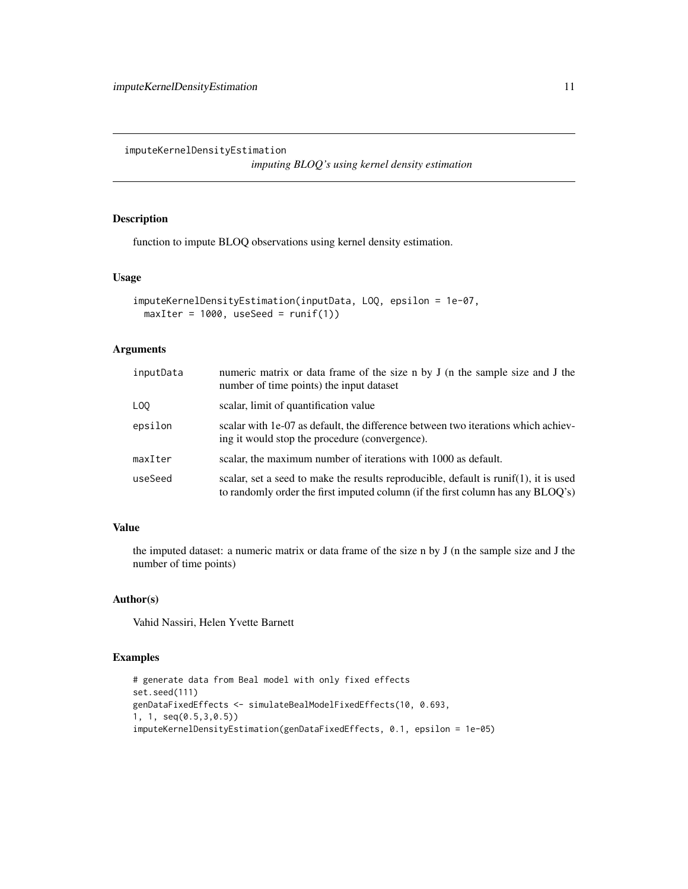## imputeKernelDensityEstimation

*imputing BLOQ's using kernel density estimation*

### Description

function to impute BLOQ observations using kernel density estimation.

### Usage

```
imputeKernelDensityEstimation(inputData, LOQ, epsilon = 1e-07,
  maxIter = 1000, useSeed = runif(1))
```

### Arguments

| | |
|---|---|
| inputData | numeric matrix or data frame of the size n by J (n the sample size and J the number of time points) the input dataset |
| LOQ | scalar, limit of quantification value |
| epsilon | scalar with 1e-07 as default, the difference between two iterations which achieving it would stop the procedure (convergence). |
| maxIter | scalar, the maximum number of iterations with 1000 as default. |
| useSeed | scalar, set a seed to make the results reproducible, default is runif(1), it is used to randomly order the first imputed column (if the first column has any BLOQ's) |

### Value

the imputed dataset: a numeric matrix or data frame of the size n by J (n the sample size and J the number of time points)

### Author(s)

Vahid Nassiri, Helen Yvette Barnett

### Examples

```
# generate data from Beal model with only fixed effects
set.seed(111)
genDataFixedEffects <- simulateBealModelFixedEffects(10, 0.693,
1, 1, seq(0.5,3,0.5))
imputeKernelDensityEstimation(genDataFixedEffects, 0.1, epsilon = 1e-05)
```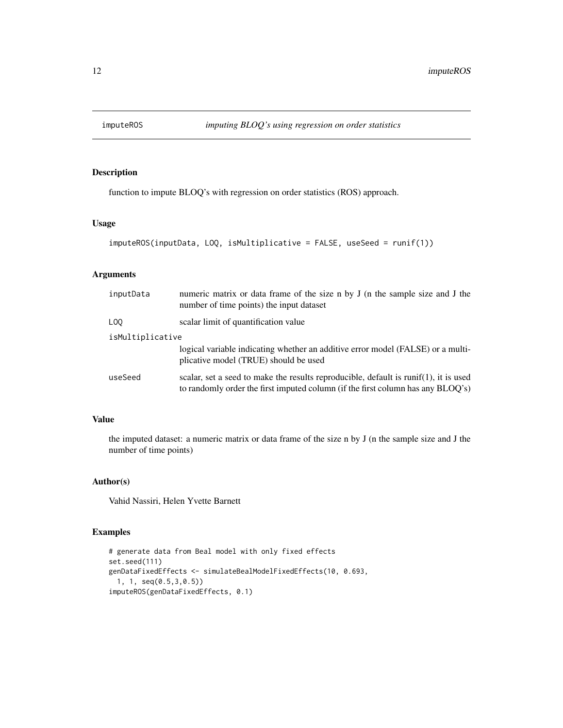## imputeROS *imputing BLOQ's using regression on order statistics*

### Description

function to impute BLOQ's with regression on order statistics (ROS) approach.

### Usage

```
imputeROS(inputData, LOQ, isMultiplicative = FALSE, useSeed = runif(1))
```

### Arguments

| | |
|---|---|
| inputData | numeric matrix or data frame of the size n by J (n the sample size and J the number of time points) the input dataset |
| LOQ | scalar limit of quantification value |
| isMultiplicative | logical variable indicating whether an additive error model (FALSE) or a multiplicative model (TRUE) should be used |
| useSeed | scalar, set a seed to make the results reproducible, default is runif(1), it is used to randomly order the first imputed column (if the first column has any BLOQ's) |

### Value

the imputed dataset: a numeric matrix or data frame of the size n by J (n the sample size and J the number of time points)

### Author(s)

Vahid Nassiri, Helen Yvette Barnett

### Examples

```
# generate data from Beal model with only fixed effects
set.seed(111)
genDataFixedEffects <- simulateBealModelFixedEffects(10, 0.693,
  1, 1, seq(0.5,3,0.5))
imputeROS(genDataFixedEffects, 0.1)
```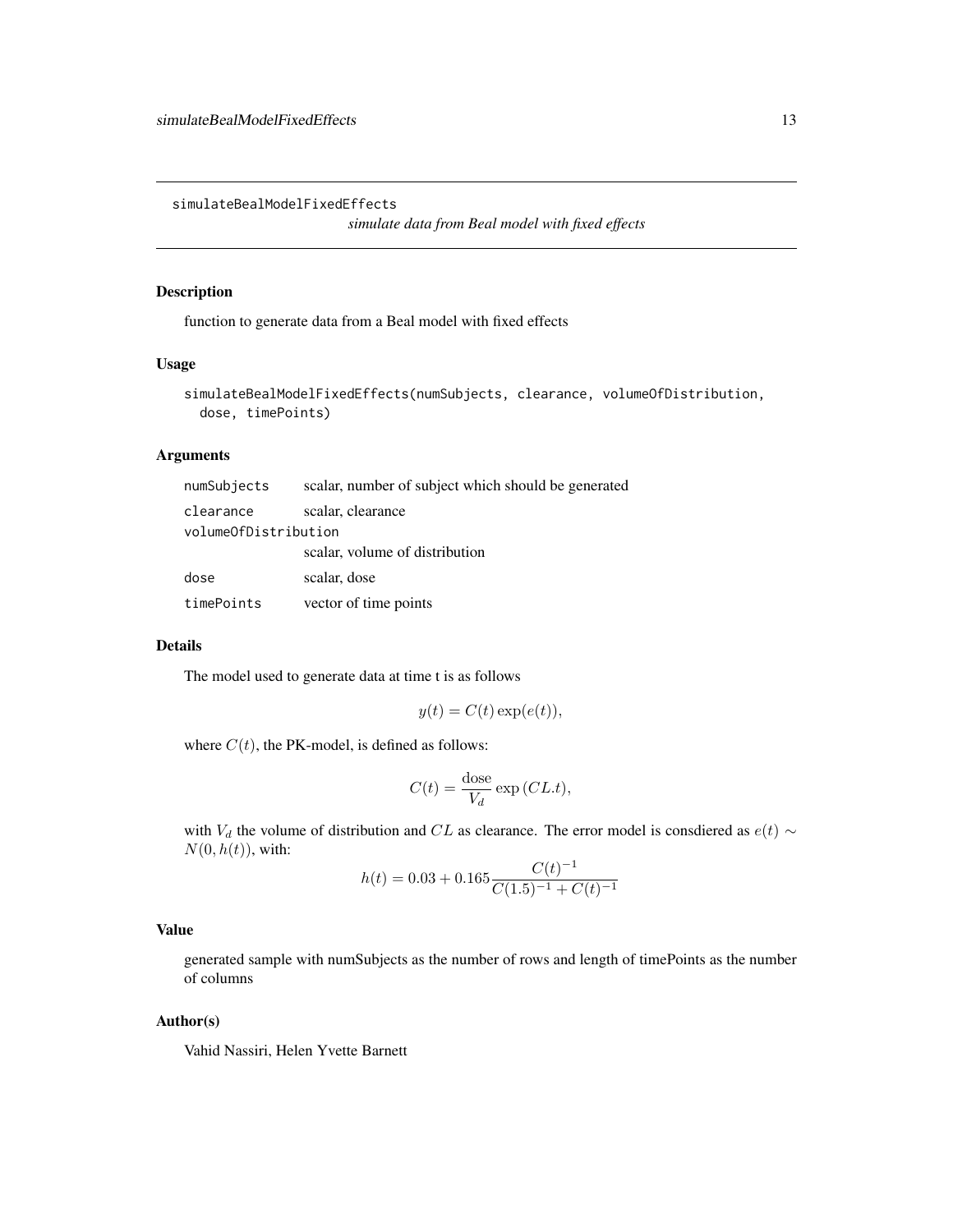`simulateBealModelFixedEffects`

*simulate data from Beal model with fixed effects*

## Description

function to generate data from a Beal model with fixed effects

## Usage

```
simulateBealModelFixedEffects(numSubjects, clearance, volumeOfDistribution,
  dose, timePoints)
```

## Arguments

| | |
|---|---|
| `numSubjects` | scalar, number of subject which should be generated |
| `clearance` | scalar, clearance |
| `volumeOfDistribution` | scalar, volume of distribution |
| `dose` | scalar, dose |
| `timePoints` | vector of time points |

## Details

The model used to generate data at time t is as follows

$$y(t) = C(t)\exp(e(t)),$$

where $C(t)$, the PK-model, is defined as follows:

$$C(t) = \frac{\text{dose}}{V_d}\exp\left(CL.t\right),$$

with $V_d$ the volume of distribution and $CL$ as clearance. The error model is consdiered as $e(t) \sim N(0, h(t))$, with:

$$h(t) = 0.03 + 0.165\frac{C(t)^{-1}}{C(1.5)^{-1} + C(t)^{-1}}$$

## Value

generated sample with numSubjects as the number of rows and length of timePoints as the number of columns

## Author(s)

Vahid Nassiri, Helen Yvette Barnett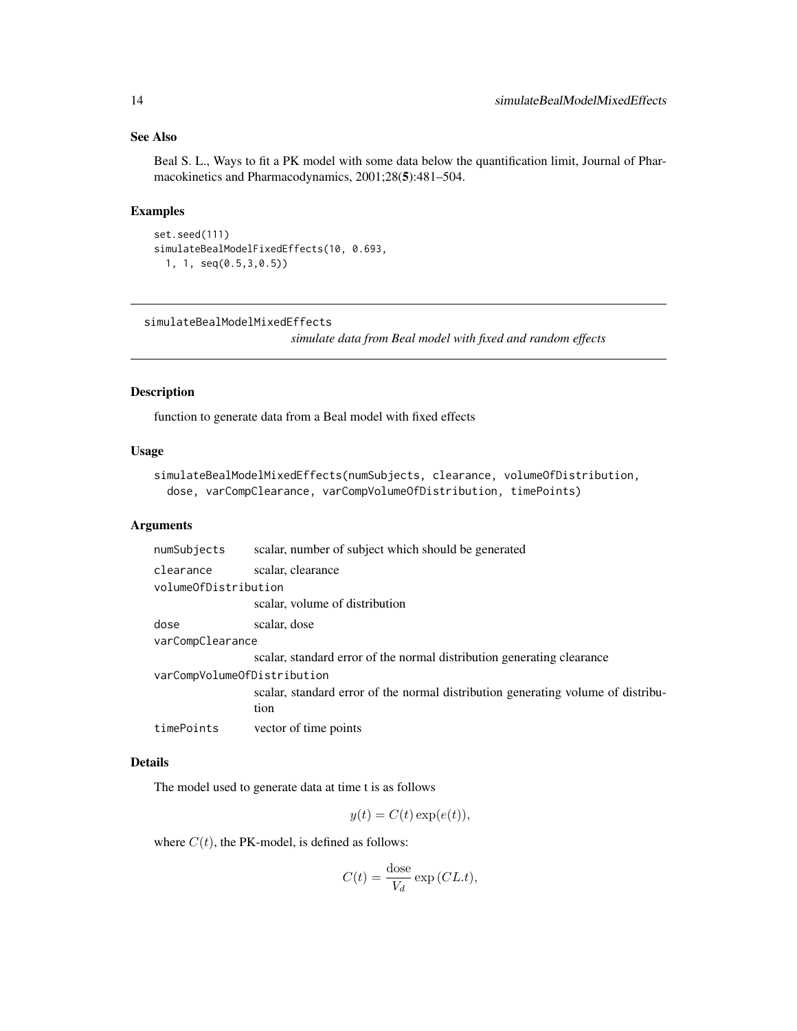## See Also

Beal S. L., Ways to fit a PK model with some data below the quantification limit, Journal of Pharmacokinetics and Pharmacodynamics, 2001;28(**5**):481–504.

## Examples

```
set.seed(111)
simulateBealModelFixedEffects(10, 0.693,
  1, 1, seq(0.5,3,0.5))
```

---

simulateBealModelMixedEffects *simulate data from Beal model with fixed and random effects*

---

## Description

function to generate data from a Beal model with fixed effects

## Usage

```
simulateBealModelMixedEffects(numSubjects, clearance, volumeOfDistribution,
  dose, varCompClearance, varCompVolumeOfDistribution, timePoints)
```

## Arguments

| | |
|---|---|
| numSubjects | scalar, number of subject which should be generated |
| clearance | scalar, clearance |
| volumeOfDistribution | scalar, volume of distribution |
| dose | scalar, dose |
| varCompClearance | scalar, standard error of the normal distribution generating clearance |
| varCompVolumeOfDistribution | scalar, standard error of the normal distribution generating volume of distribution |
| timePoints | vector of time points |

## Details

The model used to generate data at time t is as follows

$$y(t) = C(t)\exp(e(t)),$$

where $C(t)$, the PK-model, is defined as follows:

$$C(t) = \frac{\text{dose}}{V_d}\exp(CL.t),$$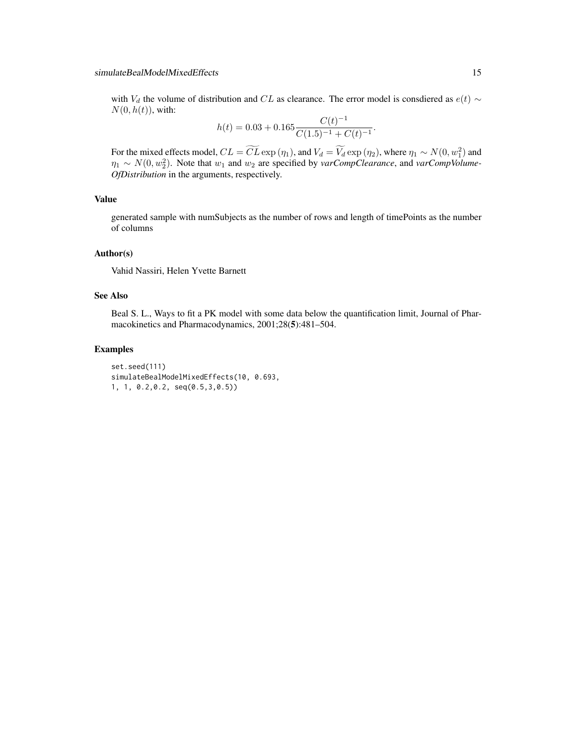with $V_d$ the volume of distribution and $CL$ as clearance. The error model is consdiered as $e(t) \sim N(0, h(t))$, with:

$$h(t) = 0.03 + 0.165 \frac{C(t)^{-1}}{C(1.5)^{-1} + C(t)^{-1}}.$$

For the mixed effects model, $CL = \widetilde{CL} \exp(\eta_1)$, and $V_d = \widetilde{V_d} \exp(\eta_2)$, where $\eta_1 \sim N(0, w_1^2)$ and $\eta_1 \sim N(0, w_2^2)$. Note that $w_1$ and $w_2$ are specified by *varCompClearance*, and *varCompVolumeOfDistribution* in the arguments, respectively.

### Value

generated sample with numSubjects as the number of rows and length of timePoints as the number of columns

### Author(s)

Vahid Nassiri, Helen Yvette Barnett

### See Also

Beal S. L., Ways to fit a PK model with some data below the quantification limit, Journal of Pharmacokinetics and Pharmacodynamics, 2001;28(**5**):481–504.

### Examples

```
set.seed(111)
simulateBealModelMixedEffects(10, 0.693,
1, 1, 0.2,0.2, seq(0.5,3,0.5))
```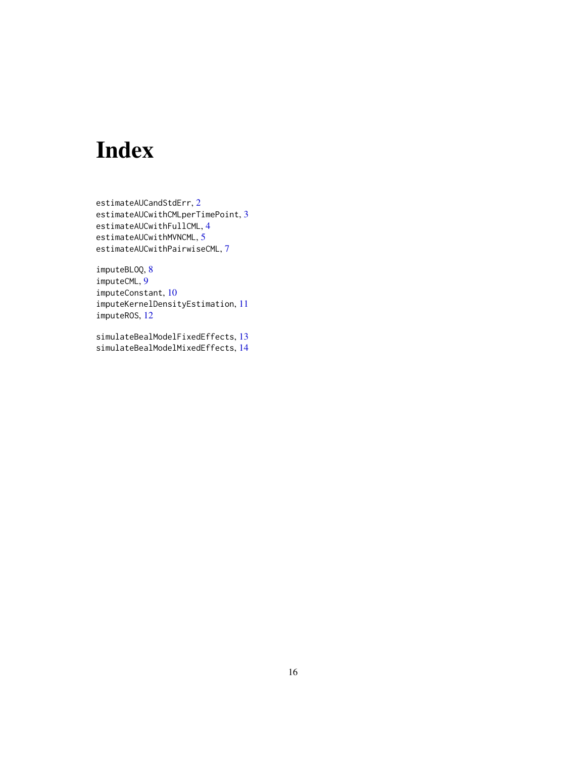# Index

estimateAUCandStdErr, 2
estimateAUCwithCMLperTimePoint, 3
estimateAUCwithFullCML, 4
estimateAUCwithMVNCML, 5
estimateAUCwithPairwiseCML, 7

imputeBLOQ, 8
imputeCML, 9
imputeConstant, 10
imputeKernelDensityEstimation, 11
imputeROS, 12

simulateBealModelFixedEffects, 13
simulateBealModelMixedEffects, 14